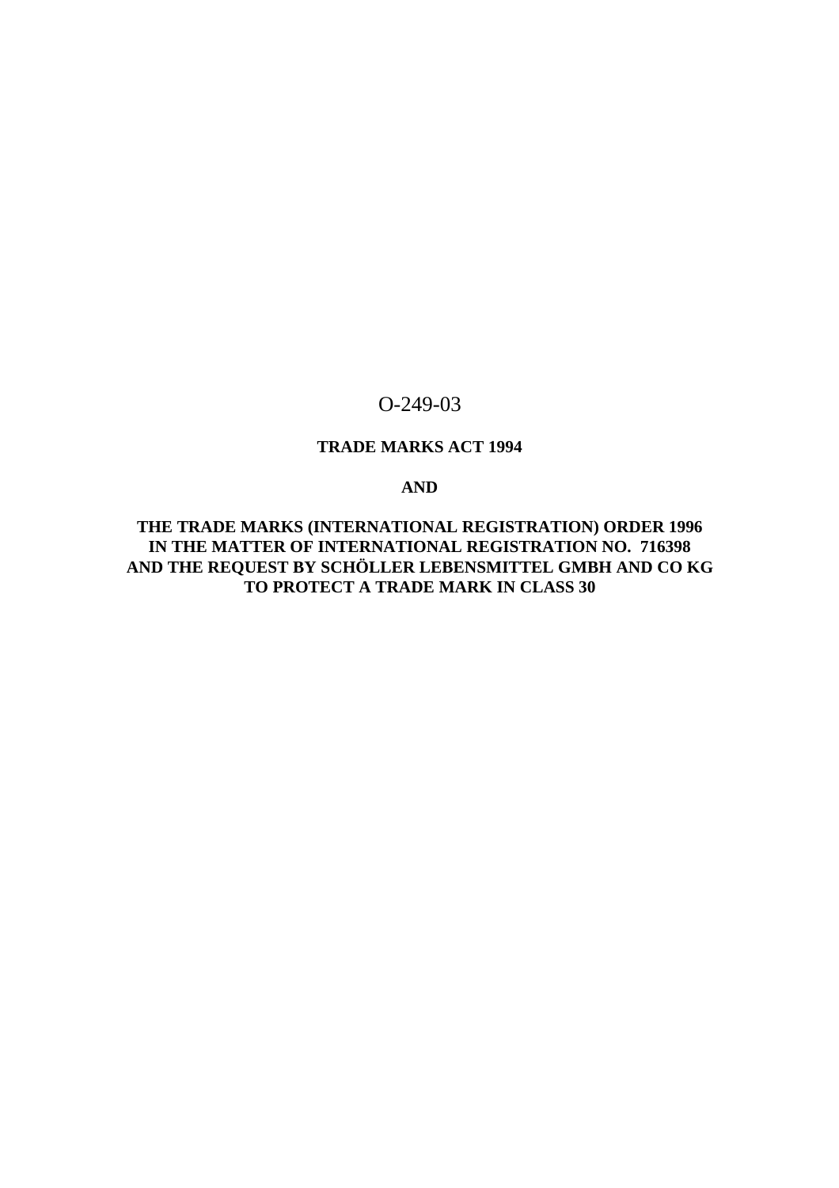O-249-03

**TRADE MARKS ACT 1994**

**AND**

**THE TRADE MARKS (INTERNATIONAL REGISTRATION) ORDER 1996**
**IN THE MATTER OF INTERNATIONAL REGISTRATION NO. 716398**
**AND THE REQUEST BY SCHÖLLER LEBENSMITTEL GMBH AND CO KG**
**TO PROTECT A TRADE MARK IN CLASS 30**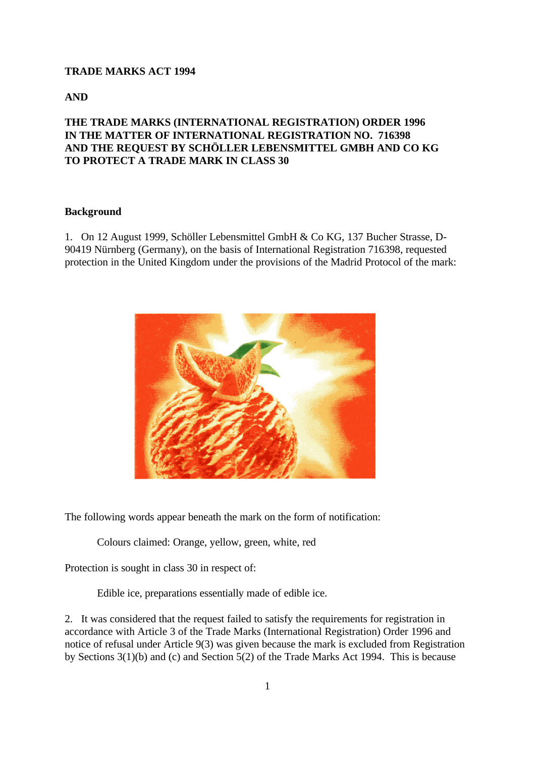**TRADE MARKS ACT 1994**

**AND**

**THE TRADE MARKS (INTERNATIONAL REGISTRATION) ORDER 1996**
**IN THE MATTER OF INTERNATIONAL REGISTRATION NO. 716398**
**AND THE REQUEST BY SCHÖLLER LEBENSMITTEL GMBH AND CO KG**
**TO PROTECT A TRADE MARK IN CLASS 30**

**Background**

1. On 12 August 1999, Schöller Lebensmittel GmbH & Co KG, 137 Bucher Strasse, D-90419 Nürnberg (Germany), on the basis of International Registration 716398, requested protection in the United Kingdom under the provisions of the Madrid Protocol of the mark:

The following words appear beneath the mark on the form of notification:

> Colours claimed: Orange, yellow, green, white, red

Protection is sought in class 30 in respect of:

> Edible ice, preparations essentially made of edible ice.

2. It was considered that the request failed to satisfy the requirements for registration in accordance with Article 3 of the Trade Marks (International Registration) Order 1996 and notice of refusal under Article 9(3) was given because the mark is excluded from Registration by Sections 3(1)(b) and (c) and Section 5(2) of the Trade Marks Act 1994. This is because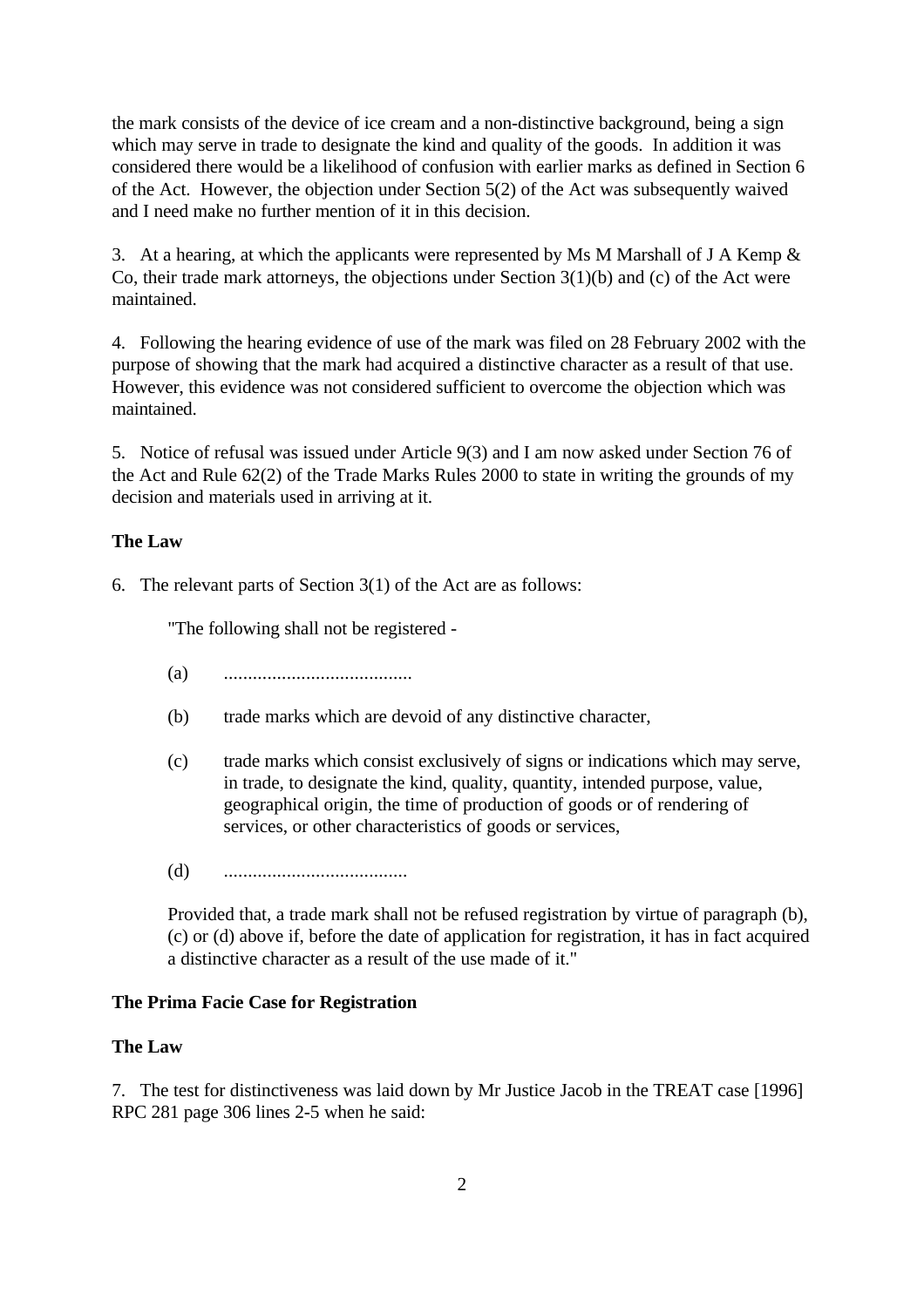the mark consists of the device of ice cream and a non-distinctive background, being a sign which may serve in trade to designate the kind and quality of the goods. In addition it was considered there would be a likelihood of confusion with earlier marks as defined in Section 6 of the Act. However, the objection under Section 5(2) of the Act was subsequently waived and I need make no further mention of it in this decision.

3. At a hearing, at which the applicants were represented by Ms M Marshall of J A Kemp & Co, their trade mark attorneys, the objections under Section 3(1)(b) and (c) of the Act were maintained.

4. Following the hearing evidence of use of the mark was filed on 28 February 2002 with the purpose of showing that the mark had acquired a distinctive character as a result of that use. However, this evidence was not considered sufficient to overcome the objection which was maintained.

5. Notice of refusal was issued under Article 9(3) and I am now asked under Section 76 of the Act and Rule 62(2) of the Trade Marks Rules 2000 to state in writing the grounds of my decision and materials used in arriving at it.

**The Law**

6. The relevant parts of Section 3(1) of the Act are as follows:

> "The following shall not be registered -
>
> (a) .......................................
>
> (b) trade marks which are devoid of any distinctive character,
>
> (c) trade marks which consist exclusively of signs or indications which may serve, in trade, to designate the kind, quality, quantity, intended purpose, value, geographical origin, the time of production of goods or of rendering of services, or other characteristics of goods or services,
>
> (d) ......................................
>
> Provided that, a trade mark shall not be refused registration by virtue of paragraph (b), (c) or (d) above if, before the date of application for registration, it has in fact acquired a distinctive character as a result of the use made of it."

**The Prima Facie Case for Registration**

**The Law**

7. The test for distinctiveness was laid down by Mr Justice Jacob in the TREAT case [1996] RPC 281 page 306 lines 2-5 when he said: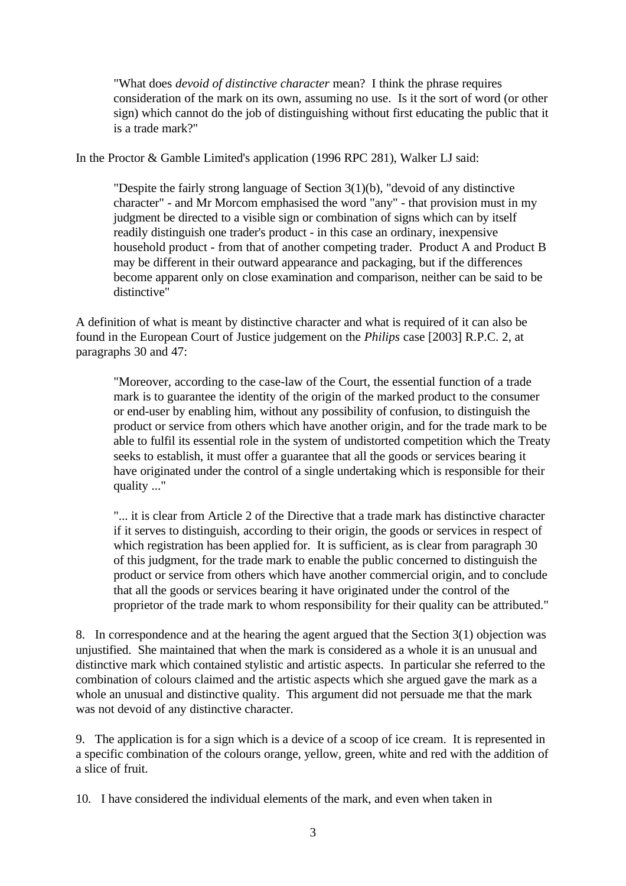> "What does *devoid of distinctive character* mean? I think the phrase requires consideration of the mark on its own, assuming no use. Is it the sort of word (or other sign) which cannot do the job of distinguishing without first educating the public that it is a trade mark?"

In the Proctor & Gamble Limited's application (1996 RPC 281), Walker LJ said:

> "Despite the fairly strong language of Section 3(1)(b), "devoid of any distinctive character" - and Mr Morcom emphasised the word "any" - that provision must in my judgment be directed to a visible sign or combination of signs which can by itself readily distinguish one trader's product - in this case an ordinary, inexpensive household product - from that of another competing trader. Product A and Product B may be different in their outward appearance and packaging, but if the differences become apparent only on close examination and comparison, neither can be said to be distinctive"

A definition of what is meant by distinctive character and what is required of it can also be found in the European Court of Justice judgement on the *Philips* case [2003] R.P.C. 2, at paragraphs 30 and 47:

> "Moreover, according to the case-law of the Court, the essential function of a trade mark is to guarantee the identity of the origin of the marked product to the consumer or end-user by enabling him, without any possibility of confusion, to distinguish the product or service from others which have another origin, and for the trade mark to be able to fulfil its essential role in the system of undistorted competition which the Treaty seeks to establish, it must offer a guarantee that all the goods or services bearing it have originated under the control of a single undertaking which is responsible for their quality ..."
>
> "... it is clear from Article 2 of the Directive that a trade mark has distinctive character if it serves to distinguish, according to their origin, the goods or services in respect of which registration has been applied for. It is sufficient, as is clear from paragraph 30 of this judgment, for the trade mark to enable the public concerned to distinguish the product or service from others which have another commercial origin, and to conclude that all the goods or services bearing it have originated under the control of the proprietor of the trade mark to whom responsibility for their quality can be attributed."

8. In correspondence and at the hearing the agent argued that the Section 3(1) objection was unjustified. She maintained that when the mark is considered as a whole it is an unusual and distinctive mark which contained stylistic and artistic aspects. In particular she referred to the combination of colours claimed and the artistic aspects which she argued gave the mark as a whole an unusual and distinctive quality. This argument did not persuade me that the mark was not devoid of any distinctive character.

9. The application is for a sign which is a device of a scoop of ice cream. It is represented in a specific combination of the colours orange, yellow, green, white and red with the addition of a slice of fruit.

10. I have considered the individual elements of the mark, and even when taken in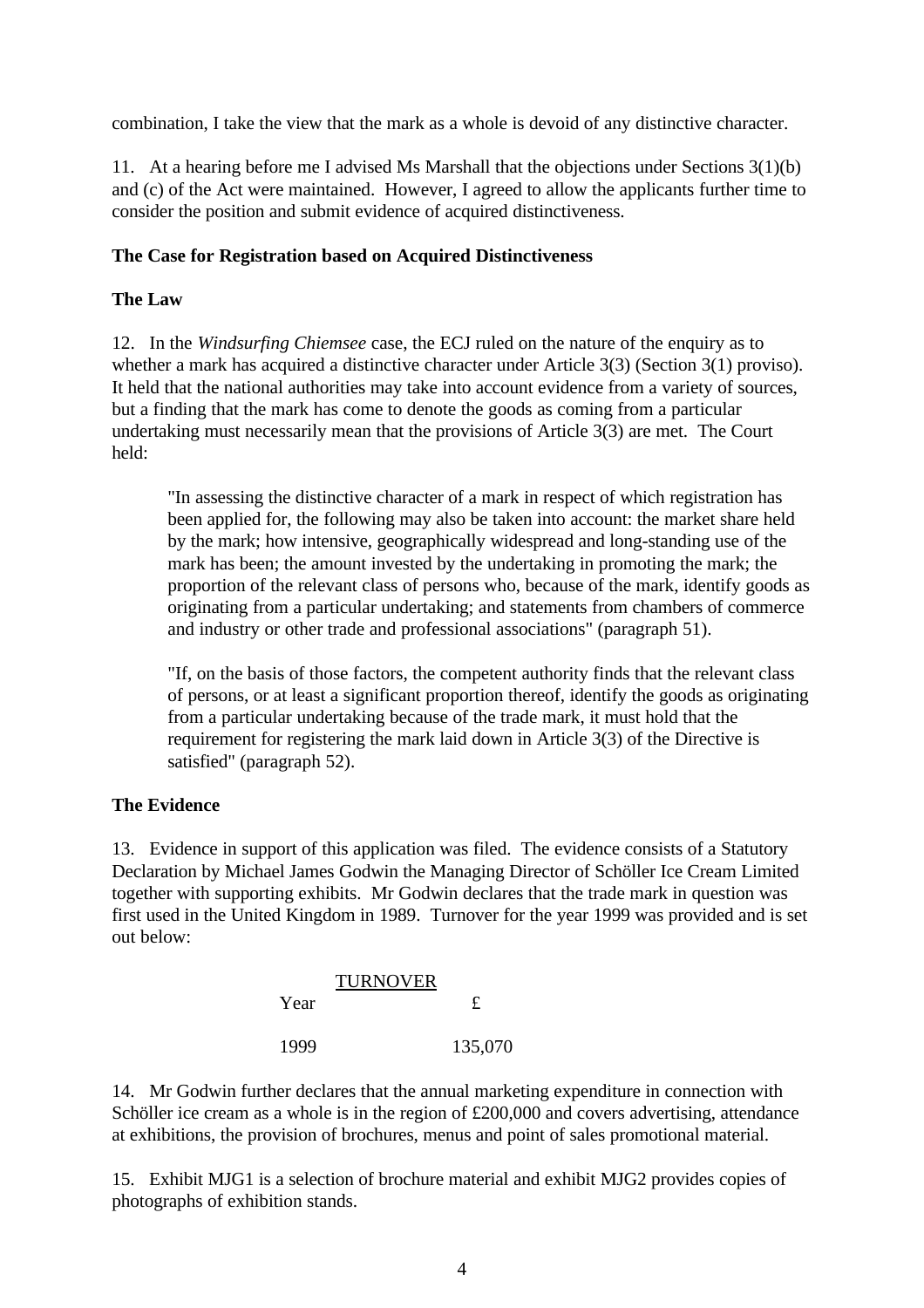combination, I take the view that the mark as a whole is devoid of any distinctive character.

11. At a hearing before me I advised Ms Marshall that the objections under Sections 3(1)(b) and (c) of the Act were maintained. However, I agreed to allow the applicants further time to consider the position and submit evidence of acquired distinctiveness.

**The Case for Registration based on Acquired Distinctiveness**

**The Law**

12. In the *Windsurfing Chiemsee* case, the ECJ ruled on the nature of the enquiry as to whether a mark has acquired a distinctive character under Article 3(3) (Section 3(1) proviso). It held that the national authorities may take into account evidence from a variety of sources, but a finding that the mark has come to denote the goods as coming from a particular undertaking must necessarily mean that the provisions of Article 3(3) are met. The Court held:

> "In assessing the distinctive character of a mark in respect of which registration has been applied for, the following may also be taken into account: the market share held by the mark; how intensive, geographically widespread and long-standing use of the mark has been; the amount invested by the undertaking in promoting the mark; the proportion of the relevant class of persons who, because of the mark, identify goods as originating from a particular undertaking; and statements from chambers of commerce and industry or other trade and professional associations" (paragraph 51).
>
> "If, on the basis of those factors, the competent authority finds that the relevant class of persons, or at least a significant proportion thereof, identify the goods as originating from a particular undertaking because of the trade mark, it must hold that the requirement for registering the mark laid down in Article 3(3) of the Directive is satisfied" (paragraph 52).

**The Evidence**

13. Evidence in support of this application was filed. The evidence consists of a Statutory Declaration by Michael James Godwin the Managing Director of Schöller Ice Cream Limited together with supporting exhibits. Mr Godwin declares that the trade mark in question was first used in the United Kingdom in 1989. Turnover for the year 1999 was provided and is set out below:

| TURNOVER | |
|---|---|
| Year | £ |
| 1999 | 135,070 |

14. Mr Godwin further declares that the annual marketing expenditure in connection with Schöller ice cream as a whole is in the region of £200,000 and covers advertising, attendance at exhibitions, the provision of brochures, menus and point of sales promotional material.

15. Exhibit MJG1 is a selection of brochure material and exhibit MJG2 provides copies of photographs of exhibition stands.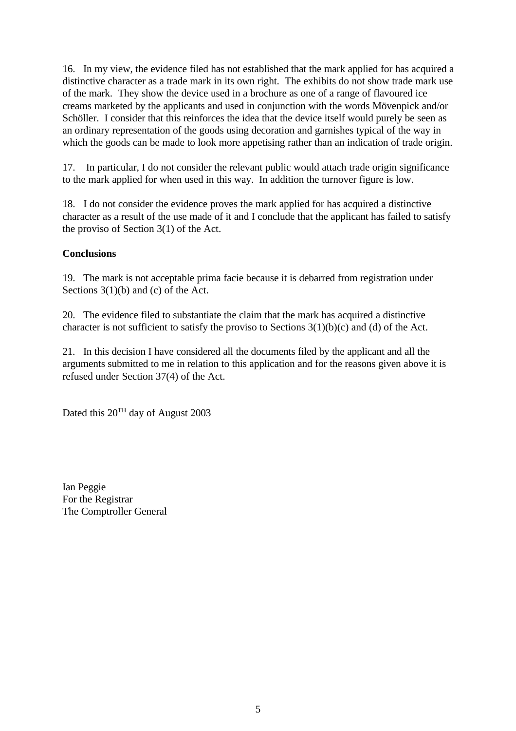16. In my view, the evidence filed has not established that the mark applied for has acquired a distinctive character as a trade mark in its own right. The exhibits do not show trade mark use of the mark. They show the device used in a brochure as one of a range of flavoured ice creams marketed by the applicants and used in conjunction with the words Mövenpick and/or Schöller. I consider that this reinforces the idea that the device itself would purely be seen as an ordinary representation of the goods using decoration and garnishes typical of the way in which the goods can be made to look more appetising rather than an indication of trade origin.

17. In particular, I do not consider the relevant public would attach trade origin significance to the mark applied for when used in this way. In addition the turnover figure is low.

18. I do not consider the evidence proves the mark applied for has acquired a distinctive character as a result of the use made of it and I conclude that the applicant has failed to satisfy the proviso of Section 3(1) of the Act.

**Conclusions**

19. The mark is not acceptable prima facie because it is debarred from registration under Sections 3(1)(b) and (c) of the Act.

20. The evidence filed to substantiate the claim that the mark has acquired a distinctive character is not sufficient to satisfy the proviso to Sections 3(1)(b)(c) and (d) of the Act.

21. In this decision I have considered all the documents filed by the applicant and all the arguments submitted to me in relation to this application and for the reasons given above it is refused under Section 37(4) of the Act.

Dated this 20TH day of August 2003

Ian Peggie
For the Registrar
The Comptroller General